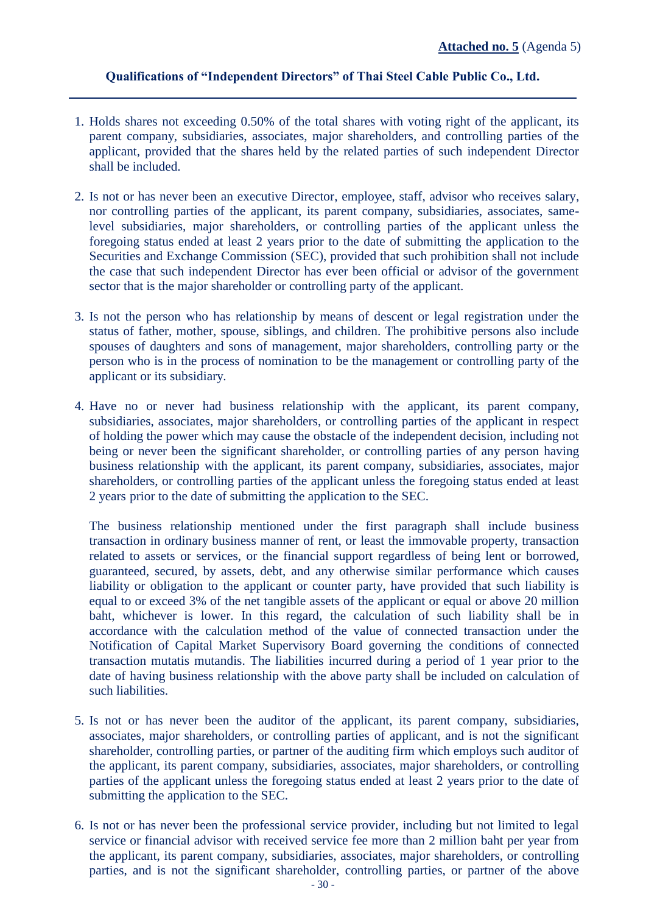**Attached no. 5** (Agenda 5)

## Qualifications of "Independent Directors" of Thai Steel Cable Public Co., Ltd.

1. Holds shares not exceeding 0.50% of the total shares with voting right of the applicant, its parent company, subsidiaries, associates, major shareholders, and controlling parties of the applicant, provided that the shares held by the related parties of such independent Director shall be included.

2. Is not or has never been an executive Director, employee, staff, advisor who receives salary, nor controlling parties of the applicant, its parent company, subsidiaries, associates, same-level subsidiaries, major shareholders, or controlling parties of the applicant unless the foregoing status ended at least 2 years prior to the date of submitting the application to the Securities and Exchange Commission (SEC), provided that such prohibition shall not include the case that such independent Director has ever been official or advisor of the government sector that is the major shareholder or controlling party of the applicant.

3. Is not the person who has relationship by means of descent or legal registration under the status of father, mother, spouse, siblings, and children. The prohibitive persons also include spouses of daughters and sons of management, major shareholders, controlling party or the person who is in the process of nomination to be the management or controlling party of the applicant or its subsidiary.

4. Have no or never had business relationship with the applicant, its parent company, subsidiaries, associates, major shareholders, or controlling parties of the applicant in respect of holding the power which may cause the obstacle of the independent decision, including not being or never been the significant shareholder, or controlling parties of any person having business relationship with the applicant, its parent company, subsidiaries, associates, major shareholders, or controlling parties of the applicant unless the foregoing status ended at least 2 years prior to the date of submitting the application to the SEC.

   The business relationship mentioned under the first paragraph shall include business transaction in ordinary business manner of rent, or least the immovable property, transaction related to assets or services, or the financial support regardless of being lent or borrowed, guaranteed, secured, by assets, debt, and any otherwise similar performance which causes liability or obligation to the applicant or counter party, have provided that such liability is equal to or exceed 3% of the net tangible assets of the applicant or equal or above 20 million baht, whichever is lower. In this regard, the calculation of such liability shall be in accordance with the calculation method of the value of connected transaction under the Notification of Capital Market Supervisory Board governing the conditions of connected transaction mutatis mutandis. The liabilities incurred during a period of 1 year prior to the date of having business relationship with the above party shall be included on calculation of such liabilities.

5. Is not or has never been the auditor of the applicant, its parent company, subsidiaries, associates, major shareholders, or controlling parties of applicant, and is not the significant shareholder, controlling parties, or partner of the auditing firm which employs such auditor of the applicant, its parent company, subsidiaries, associates, major shareholders, or controlling parties of the applicant unless the foregoing status ended at least 2 years prior to the date of submitting the application to the SEC.

6. Is not or has never been the professional service provider, including but not limited to legal service or financial advisor with received service fee more than 2 million baht per year from the applicant, its parent company, subsidiaries, associates, major shareholders, or controlling parties, and is not the significant shareholder, controlling parties, or partner of the above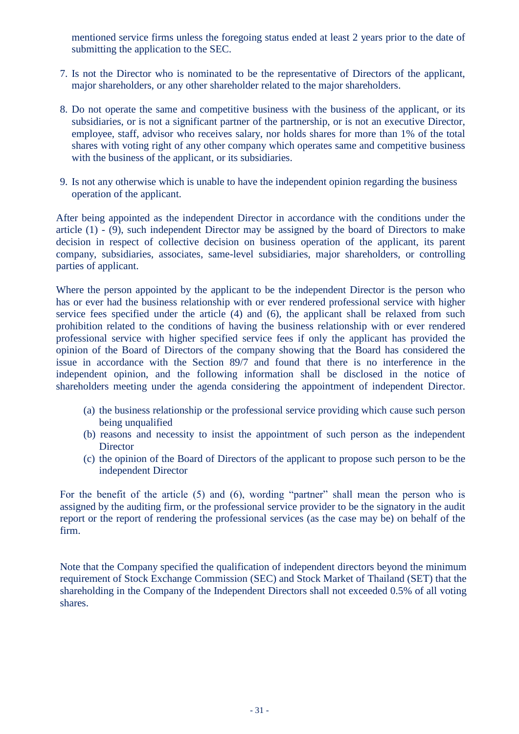mentioned service firms unless the foregoing status ended at least 2 years prior to the date of submitting the application to the SEC.

7. Is not the Director who is nominated to be the representative of Directors of the applicant, major shareholders, or any other shareholder related to the major shareholders.

8. Do not operate the same and competitive business with the business of the applicant, or its subsidiaries, or is not a significant partner of the partnership, or is not an executive Director, employee, staff, advisor who receives salary, nor holds shares for more than 1% of the total shares with voting right of any other company which operates same and competitive business with the business of the applicant, or its subsidiaries.

9. Is not any otherwise which is unable to have the independent opinion regarding the business operation of the applicant.

After being appointed as the independent Director in accordance with the conditions under the article (1) - (9), such independent Director may be assigned by the board of Directors to make decision in respect of collective decision on business operation of the applicant, its parent company, subsidiaries, associates, same-level subsidiaries, major shareholders, or controlling parties of applicant.

Where the person appointed by the applicant to be the independent Director is the person who has or ever had the business relationship with or ever rendered professional service with higher service fees specified under the article (4) and (6), the applicant shall be relaxed from such prohibition related to the conditions of having the business relationship with or ever rendered professional service with higher specified service fees if only the applicant has provided the opinion of the Board of Directors of the company showing that the Board has considered the issue in accordance with the Section 89/7 and found that there is no interference in the independent opinion, and the following information shall be disclosed in the notice of shareholders meeting under the agenda considering the appointment of independent Director.

(a) the business relationship or the professional service providing which cause such person being unqualified
(b) reasons and necessity to insist the appointment of such person as the independent Director
(c) the opinion of the Board of Directors of the applicant to propose such person to be the independent Director

For the benefit of the article (5) and (6), wording "partner" shall mean the person who is assigned by the auditing firm, or the professional service provider to be the signatory in the audit report or the report of rendering the professional services (as the case may be) on behalf of the firm.

Note that the Company specified the qualification of independent directors beyond the minimum requirement of Stock Exchange Commission (SEC) and Stock Market of Thailand (SET) that the shareholding in the Company of the Independent Directors shall not exceeded 0.5% of all voting shares.